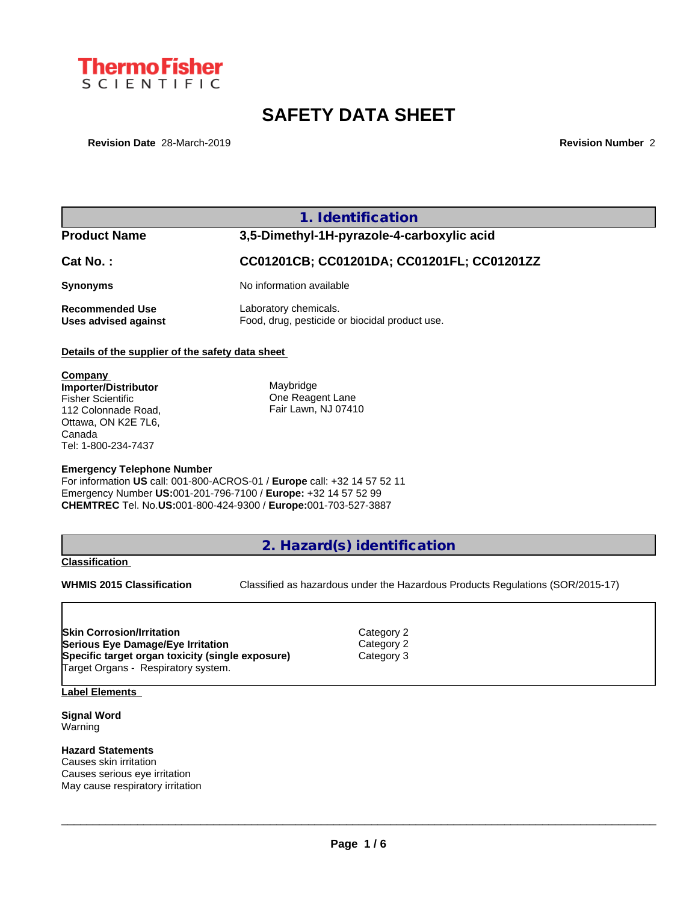Thermo Fisher SCIENTIFIC

# SAFETY DATA SHEET

**Revision Date** 28-March-2019

**Revision Number** 2

## 1. Identification

| | |
|---|---|
| **Product Name** | **3,5-Dimethyl-1H-pyrazole-4-carboxylic acid** |
| **Cat No. :** | **CC01201CB; CC01201DA; CC01201FL; CC01201ZZ** |
| **Synonyms** | No information available |
| **Recommended Use** | Laboratory chemicals. |
| **Uses advised against** | Food, drug, pesticide or biocidal product use. |

**Details of the supplier of the safety data sheet**

**Company**
**Importer/Distributor**
Fisher Scientific
112 Colonnade Road,
Ottawa, ON K2E 7L6,
Canada
Tel: 1-800-234-7437

Maybridge
One Reagent Lane
Fair Lawn, NJ 07410

**Emergency Telephone Number**
For information **US** call: 001-800-ACROS-01 / **Europe** call: +32 14 57 52 11
Emergency Number **US:**001-201-796-7100 / **Europe:** +32 14 57 52 99
**CHEMTREC** Tel. No.**US:**001-800-424-9300 / **Europe:**001-703-527-3887

## 2. Hazard(s) identification

**Classification**

**WHMIS 2015 Classification** Classified as hazardous under the Hazardous Products Regulations (SOR/2015-17)

| | |
|---|---|
| **Skin Corrosion/Irritation** | Category 2 |
| **Serious Eye Damage/Eye Irritation** | Category 2 |
| **Specific target organ toxicity (single exposure)** | Category 3 |
| Target Organs - Respiratory system. | |

**Label Elements**

**Signal Word**
Warning

**Hazard Statements**
Causes skin irritation
Causes serious eye irritation
May cause respiratory irritation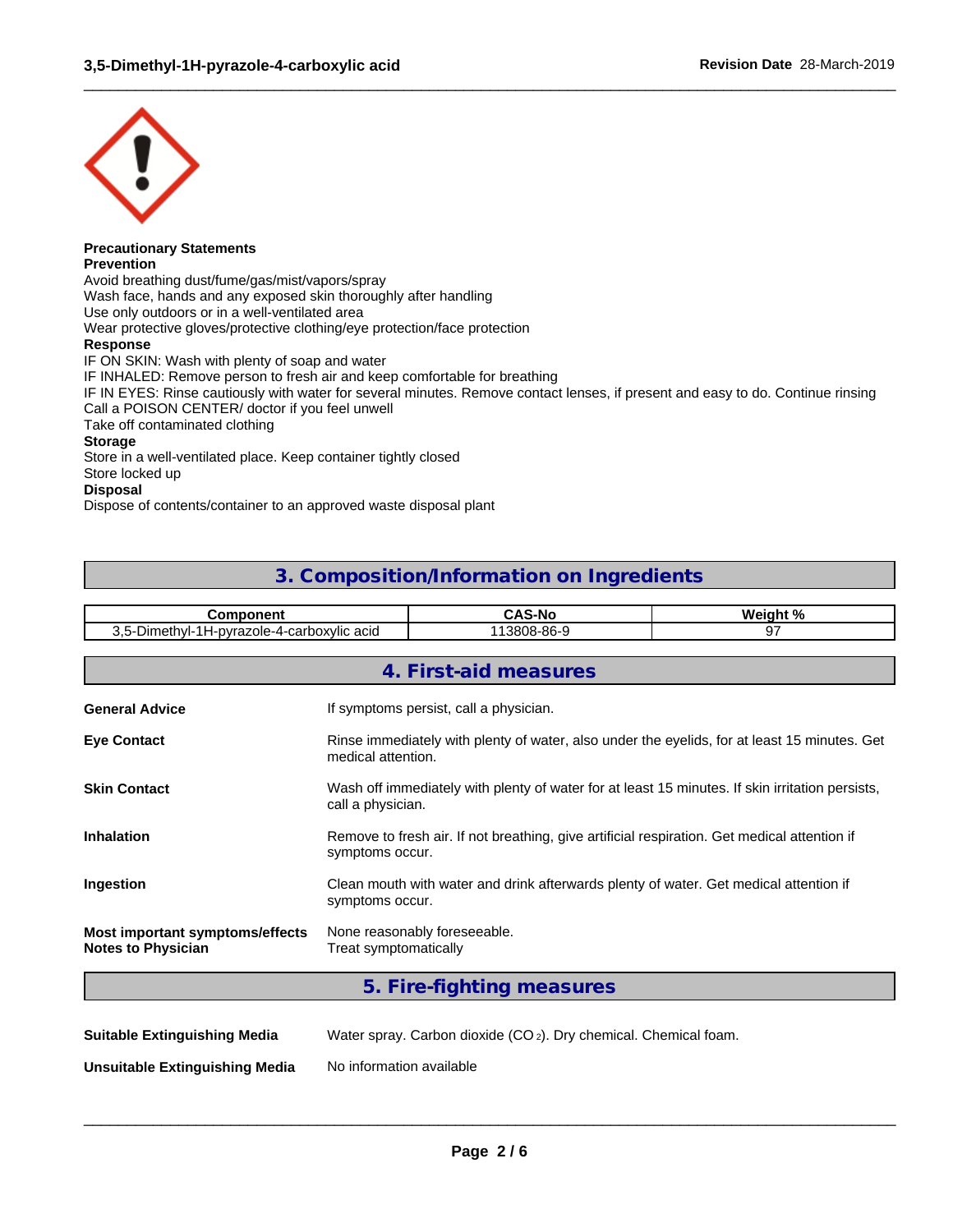**Precautionary Statements**
**Prevention**
Avoid breathing dust/fume/gas/mist/vapors/spray
Wash face, hands and any exposed skin thoroughly after handling
Use only outdoors or in a well-ventilated area
Wear protective gloves/protective clothing/eye protection/face protection
**Response**
IF ON SKIN: Wash with plenty of soap and water
IF INHALED: Remove person to fresh air and keep comfortable for breathing
IF IN EYES: Rinse cautiously with water for several minutes. Remove contact lenses, if present and easy to do. Continue rinsing
Call a POISON CENTER/ doctor if you feel unwell
Take off contaminated clothing
**Storage**
Store in a well-ventilated place. Keep container tightly closed
Store locked up
**Disposal**
Dispose of contents/container to an approved waste disposal plant

## 3. Composition/Information on Ingredients

| Component | CAS-No | Weight % |
|---|---|---|
| 3,5-Dimethyl-1H-pyrazole-4-carboxylic acid | 113808-86-9 | 97 |

## 4. First-aid measures

**General Advice** If symptoms persist, call a physician.

**Eye Contact** Rinse immediately with plenty of water, also under the eyelids, for at least 15 minutes. Get medical attention.

**Skin Contact** Wash off immediately with plenty of water for at least 15 minutes. If skin irritation persists, call a physician.

**Inhalation** Remove to fresh air. If not breathing, give artificial respiration. Get medical attention if symptoms occur.

**Ingestion** Clean mouth with water and drink afterwards plenty of water. Get medical attention if symptoms occur.

**Most important symptoms/effects** None reasonably foreseeable.
**Notes to Physician** Treat symptomatically

## 5. Fire-fighting measures

**Suitable Extinguishing Media** Water spray. Carbon dioxide ($CO_2$). Dry chemical. Chemical foam.

**Unsuitable Extinguishing Media** No information available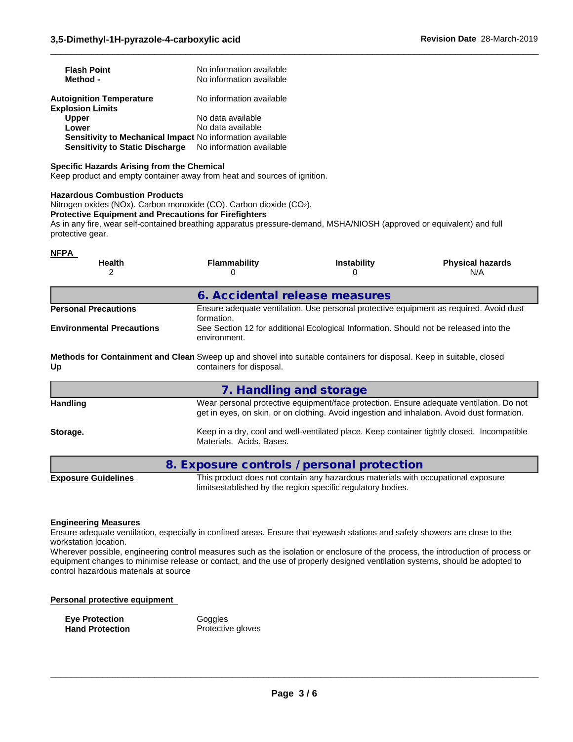| | |
|---|---|
| **Flash Point** | No information available |
| **Method -** | No information available |
| **Autoignition Temperature** | No information available |
| **Explosion Limits** | |
| **Upper** | No data available |
| **Lower** | No data available |
| **Sensitivity to Mechanical Impact** | No information available |
| **Sensitivity to Static Discharge** | No information available |

**Specific Hazards Arising from the Chemical**
Keep product and empty container away from heat and sources of ignition.

**Hazardous Combustion Products**
Nitrogen oxides (NOx). Carbon monoxide (CO). Carbon dioxide ($CO_2$).

**Protective Equipment and Precautions for Firefighters**
As in any fire, wear self-contained breathing apparatus pressure-demand, MSHA/NIOSH (approved or equivalent) and full protective gear.

**NFPA**

| Health | Flammability | Instability | Physical hazards |
|---|---|---|---|
| 2 | 0 | 0 | N/A |

## 6. Accidental release measures

| | |
|---|---|
| **Personal Precautions** | Ensure adequate ventilation. Use personal protective equipment as required. Avoid dust formation. |
| **Environmental Precautions** | See Section 12 for additional Ecological Information. Should not be released into the environment. |
| **Methods for Containment and Clean Up** | Sweep up and shovel into suitable containers for disposal. Keep in suitable, closed containers for disposal. |

## 7. Handling and storage

| | |
|---|---|
| **Handling** | Wear personal protective equipment/face protection. Ensure adequate ventilation. Do not get in eyes, on skin, or on clothing. Avoid ingestion and inhalation. Avoid dust formation. |
| **Storage.** | Keep in a dry, cool and well-ventilated place. Keep container tightly closed. Incompatible Materials. Acids. Bases. |

## 8. Exposure controls / personal protection

| | |
|---|---|
| **Exposure Guidelines** | This product does not contain any hazardous materials with occupational exposure limitsestablished by the region specific regulatory bodies. |

**Engineering Measures**
Ensure adequate ventilation, especially in confined areas. Ensure that eyewash stations and safety showers are close to the workstation location.
Wherever possible, engineering control measures such as the isolation or enclosure of the process, the introduction of process or equipment changes to minimise release or contact, and the use of properly designed ventilation systems, should be adopted to control hazardous materials at source

**Personal protective equipment**

| | |
|---|---|
| **Eye Protection** | Goggles |
| **Hand Protection** | Protective gloves |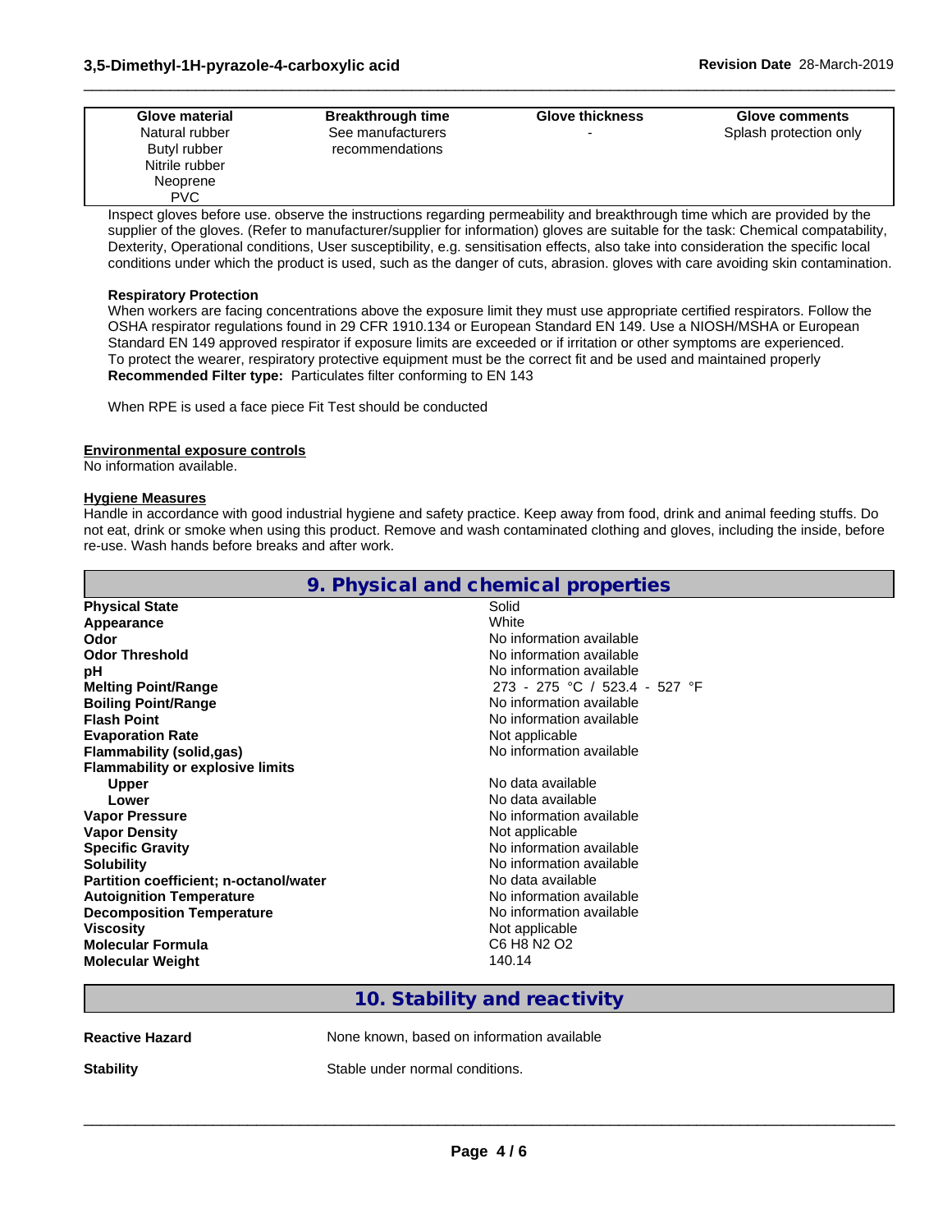| Glove material | Breakthrough time | Glove thickness | Glove comments |
|---|---|---|---|
| Natural rubber<br>Butyl rubber<br>Nitrile rubber<br>Neoprene<br>PVC | See manufacturers recommendations | - | Splash protection only |

Inspect gloves before use. observe the instructions regarding permeability and breakthrough time which are provided by the supplier of the gloves. (Refer to manufacturer/supplier for information) gloves are suitable for the task: Chemical compatability, Dexterity, Operational conditions, User susceptibility, e.g. sensitisation effects, also take into consideration the specific local conditions under which the product is used, such as the danger of cuts, abrasion. gloves with care avoiding skin contamination.

**Respiratory Protection**

When workers are facing concentrations above the exposure limit they must use appropriate certified respirators. Follow the OSHA respirator regulations found in 29 CFR 1910.134 or European Standard EN 149. Use a NIOSH/MSHA or European Standard EN 149 approved respirator if exposure limits are exceeded or if irritation or other symptoms are experienced.
To protect the wearer, respiratory protective equipment must be the correct fit and be used and maintained properly
**Recommended Filter type:** Particulates filter conforming to EN 143

When RPE is used a face piece Fit Test should be conducted

**Environmental exposure controls**

No information available.

**Hygiene Measures**

Handle in accordance with good industrial hygiene and safety practice. Keep away from food, drink and animal feeding stuffs. Do not eat, drink or smoke when using this product. Remove and wash contaminated clothing and gloves, including the inside, before re-use. Wash hands before breaks and after work.

## 9. Physical and chemical properties

| | |
|---|---|
| **Physical State** | Solid |
| **Appearance** | White |
| **Odor** | No information available |
| **Odor Threshold** | No information available |
| **pH** | No information available |
| **Melting Point/Range** | 273 - 275 °C / 523.4 - 527 °F |
| **Boiling Point/Range** | No information available |
| **Flash Point** | No information available |
| **Evaporation Rate** | Not applicable |
| **Flammability (solid,gas)** | No information available |
| **Flammability or explosive limits** | |
| **Upper** | No data available |
| **Lower** | No data available |
| **Vapor Pressure** | No information available |
| **Vapor Density** | Not applicable |
| **Specific Gravity** | No information available |
| **Solubility** | No information available |
| **Partition coefficient; n-octanol/water** | No data available |
| **Autoignition Temperature** | No information available |
| **Decomposition Temperature** | No information available |
| **Viscosity** | Not applicable |
| **Molecular Formula** | $C_6H_8N_2O_2$ |
| **Molecular Weight** | 140.14 |

## 10. Stability and reactivity

| | |
|---|---|
| **Reactive Hazard** | None known, based on information available |
| **Stability** | Stable under normal conditions. |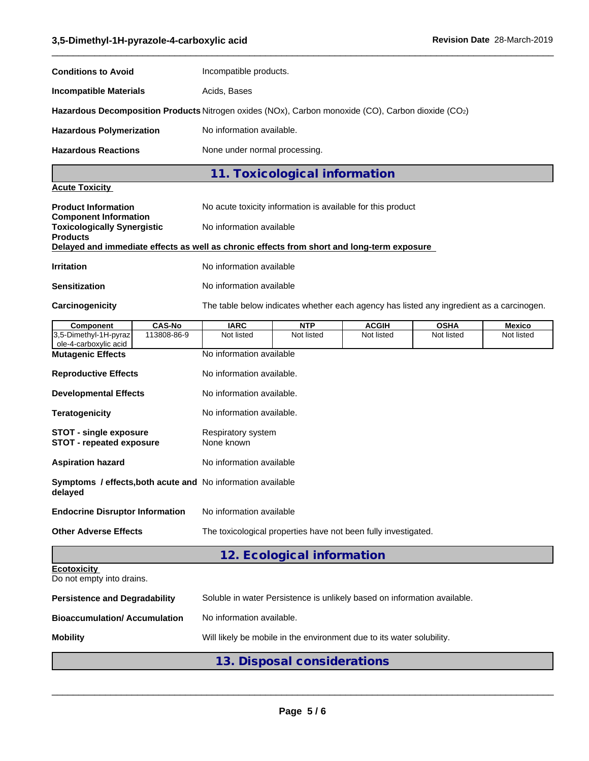**Conditions to Avoid** Incompatible products.

**Incompatible Materials** Acids, Bases

**Hazardous Decomposition Products** Nitrogen oxides (NOx), Carbon monoxide (CO), Carbon dioxide ($CO_2$)

**Hazardous Polymerization** No information available.

**Hazardous Reactions** None under normal processing.

## 11. Toxicological information

**Acute Toxicity**

**Product Information** No acute toxicity information is available for this product

**Component Information**

**Toxicologically Synergistic Products** No information available

**Delayed and immediate effects as well as chronic effects from short and long-term exposure**

**Irritation** No information available

**Sensitization** No information available

**Carcinogenicity** The table below indicates whether each agency has listed any ingredient as a carcinogen.

| Component | CAS-No | IARC | NTP | ACGIH | OSHA | Mexico |
|---|---|---|---|---|---|---|
| 3,5-Dimethyl-1H-pyrazole-4-carboxylic acid | 113808-86-9 | Not listed | Not listed | Not listed | Not listed | Not listed |

**Mutagenic Effects** No information available

**Reproductive Effects** No information available.

**Developmental Effects** No information available.

**Teratogenicity** No information available.

**STOT - single exposure** Respiratory system

**STOT - repeated exposure** None known

**Aspiration hazard** No information available

**Symptoms / effects,both acute and delayed** No information available

**Endocrine Disruptor Information** No information available

**Other Adverse Effects** The toxicological properties have not been fully investigated.

## 12. Ecological information

**Ecotoxicity**

Do not empty into drains.

**Persistence and Degradability** Soluble in water Persistence is unlikely based on information available.

**Bioaccumulation/ Accumulation** No information available.

**Mobility** Will likely be mobile in the environment due to its water solubility.

## 13. Disposal considerations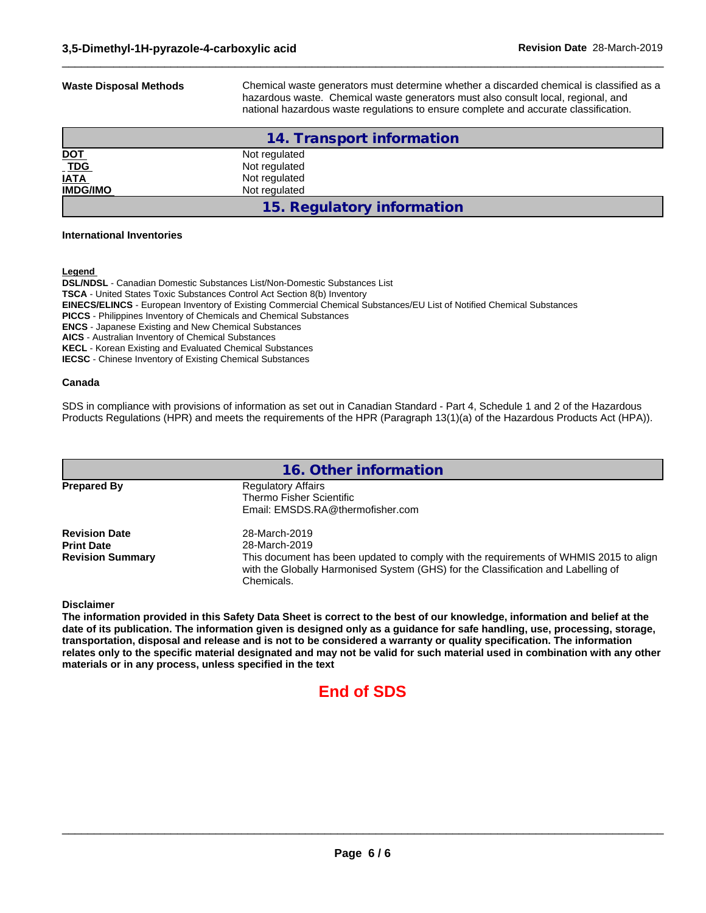| | |
|---|---|
| **Waste Disposal Methods** | Chemical waste generators must determine whether a discarded chemical is classified as a hazardous waste. Chemical waste generators must also consult local, regional, and national hazardous waste regulations to ensure complete and accurate classification. |

## 14. Transport information

| | |
|---|---|
| **DOT** | Not regulated |
| **TDG** | Not regulated |
| **IATA** | Not regulated |
| **IMDG/IMO** | Not regulated |

## 15. Regulatory information

**International Inventories**

**Legend**

**DSL/NDSL** - Canadian Domestic Substances List/Non-Domestic Substances List
**TSCA** - United States Toxic Substances Control Act Section 8(b) Inventory
**EINECS/ELINCS** - European Inventory of Existing Commercial Chemical Substances/EU List of Notified Chemical Substances
**PICCS** - Philippines Inventory of Chemicals and Chemical Substances
**ENCS** - Japanese Existing and New Chemical Substances
**AICS** - Australian Inventory of Chemical Substances
**KECL** - Korean Existing and Evaluated Chemical Substances
**IECSC** - Chinese Inventory of Existing Chemical Substances

**Canada**

SDS in compliance with provisions of information as set out in Canadian Standard - Part 4, Schedule 1 and 2 of the Hazardous Products Regulations (HPR) and meets the requirements of the HPR (Paragraph 13(1)(a) of the Hazardous Products Act (HPA)).

## 16. Other information

| | |
|---|---|
| **Prepared By** | Regulatory Affairs<br>Thermo Fisher Scientific<br>Email: EMSDS.RA@thermofisher.com |
| **Revision Date** | 28-March-2019 |
| **Print Date** | 28-March-2019 |
| **Revision Summary** | This document has been updated to comply with the requirements of WHMIS 2015 to align with the Globally Harmonised System (GHS) for the Classification and Labelling of Chemicals. |

**Disclaimer**

**The information provided in this Safety Data Sheet is correct to the best of our knowledge, information and belief at the date of its publication. The information given is designed only as a guidance for safe handling, use, processing, storage, transportation, disposal and release and is not to be considered a warranty or quality specification. The information relates only to the specific material designated and may not be valid for such material used in combination with any other materials or in any process, unless specified in the text**

**End of SDS**